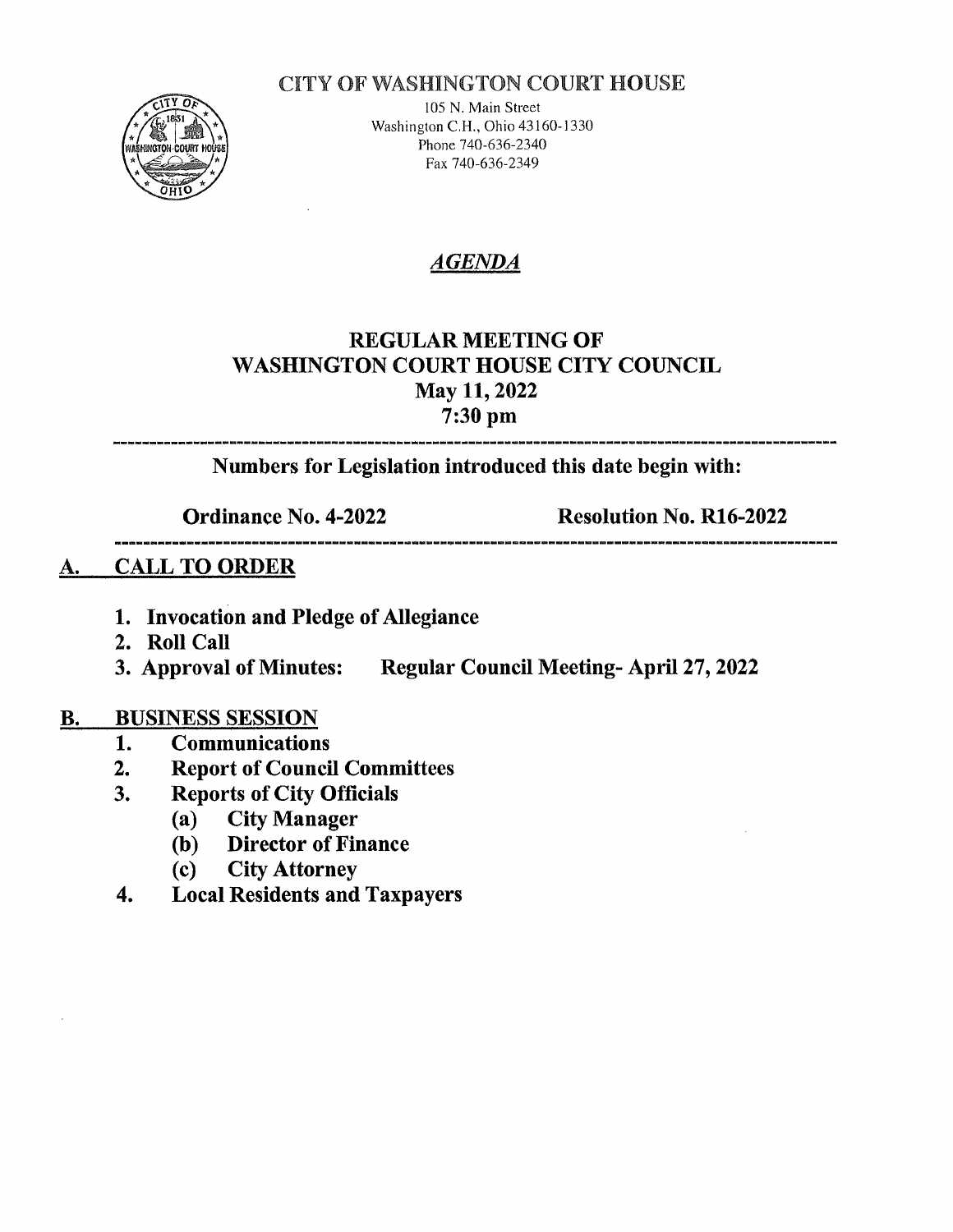CITY OF WASHINGTON COURT HOUSE

105 N. Main Street
Washington C.H., Ohio 43160-1330
Phone 740-636-2340
Fax 740-636-2349

# *AGENDA*

## REGULAR MEETING OF WASHINGTON COURT HOUSE CITY COUNCIL
## May 11, 2022
## 7:30 pm

---

**Numbers for Legislation introduced this date begin with:**

**Ordinance No. 4-2022** **Resolution No. R16-2022**

---

## A. CALL TO ORDER

1. **Invocation and Pledge of Allegiance**
2. **Roll Call**
3. **Approval of Minutes: Regular Council Meeting- April 27, 2022**

## B. BUSINESS SESSION

1. **Communications**
2. **Report of Council Committees**
3. **Reports of City Officials**
   - **(a) City Manager**
   - **(b) Director of Finance**
   - **(c) City Attorney**
4. **Local Residents and Taxpayers**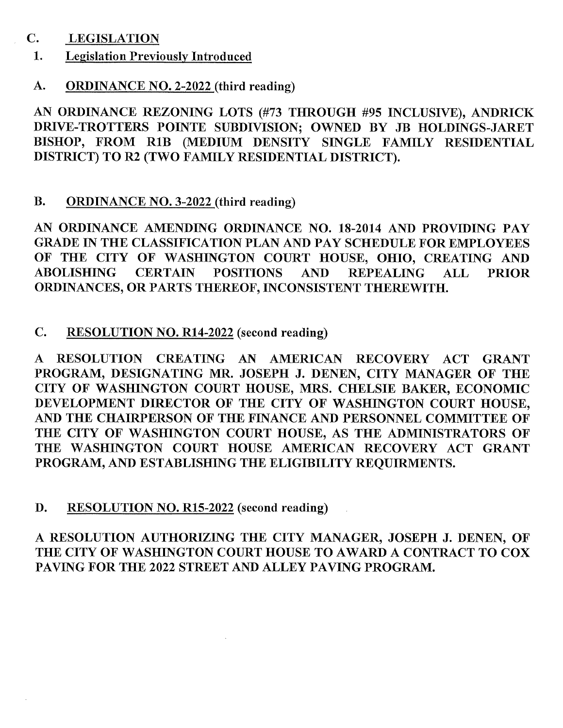## C. LEGISLATION

### 1. Legislation Previously Introduced

**A. ORDINANCE NO. 2-2022 (third reading)**

**AN ORDINANCE REZONING LOTS (#73 THROUGH #95 INCLUSIVE), ANDRICK DRIVE-TROTTERS POINTE SUBDIVISION; OWNED BY JB HOLDINGS-JARET BISHOP, FROM R1B (MEDIUM DENSITY SINGLE FAMILY RESIDENTIAL DISTRICT) TO R2 (TWO FAMILY RESIDENTIAL DISTRICT).**

**B. ORDINANCE NO. 3-2022 (third reading)**

**AN ORDINANCE AMENDING ORDINANCE NO. 18-2014 AND PROVIDING PAY GRADE IN THE CLASSIFICATION PLAN AND PAY SCHEDULE FOR EMPLOYEES OF THE CITY OF WASHINGTON COURT HOUSE, OHIO, CREATING AND ABOLISHING CERTAIN POSITIONS AND REPEALING ALL PRIOR ORDINANCES, OR PARTS THEREOF, INCONSISTENT THEREWITH.**

**C. RESOLUTION NO. R14-2022 (second reading)**

**A RESOLUTION CREATING AN AMERICAN RECOVERY ACT GRANT PROGRAM, DESIGNATING MR. JOSEPH J. DENEN, CITY MANAGER OF THE CITY OF WASHINGTON COURT HOUSE, MRS. CHELSIE BAKER, ECONOMIC DEVELOPMENT DIRECTOR OF THE CITY OF WASHINGTON COURT HOUSE, AND THE CHAIRPERSON OF THE FINANCE AND PERSONNEL COMMITTEE OF THE CITY OF WASHINGTON COURT HOUSE, AS THE ADMINISTRATORS OF THE WASHINGTON COURT HOUSE AMERICAN RECOVERY ACT GRANT PROGRAM, AND ESTABLISHING THE ELIGIBILITY REQUIRMENTS.**

**D. RESOLUTION NO. R15-2022 (second reading)**

**A RESOLUTION AUTHORIZING THE CITY MANAGER, JOSEPH J. DENEN, OF THE CITY OF WASHINGTON COURT HOUSE TO AWARD A CONTRACT TO COX PAVING FOR THE 2022 STREET AND ALLEY PAVING PROGRAM.**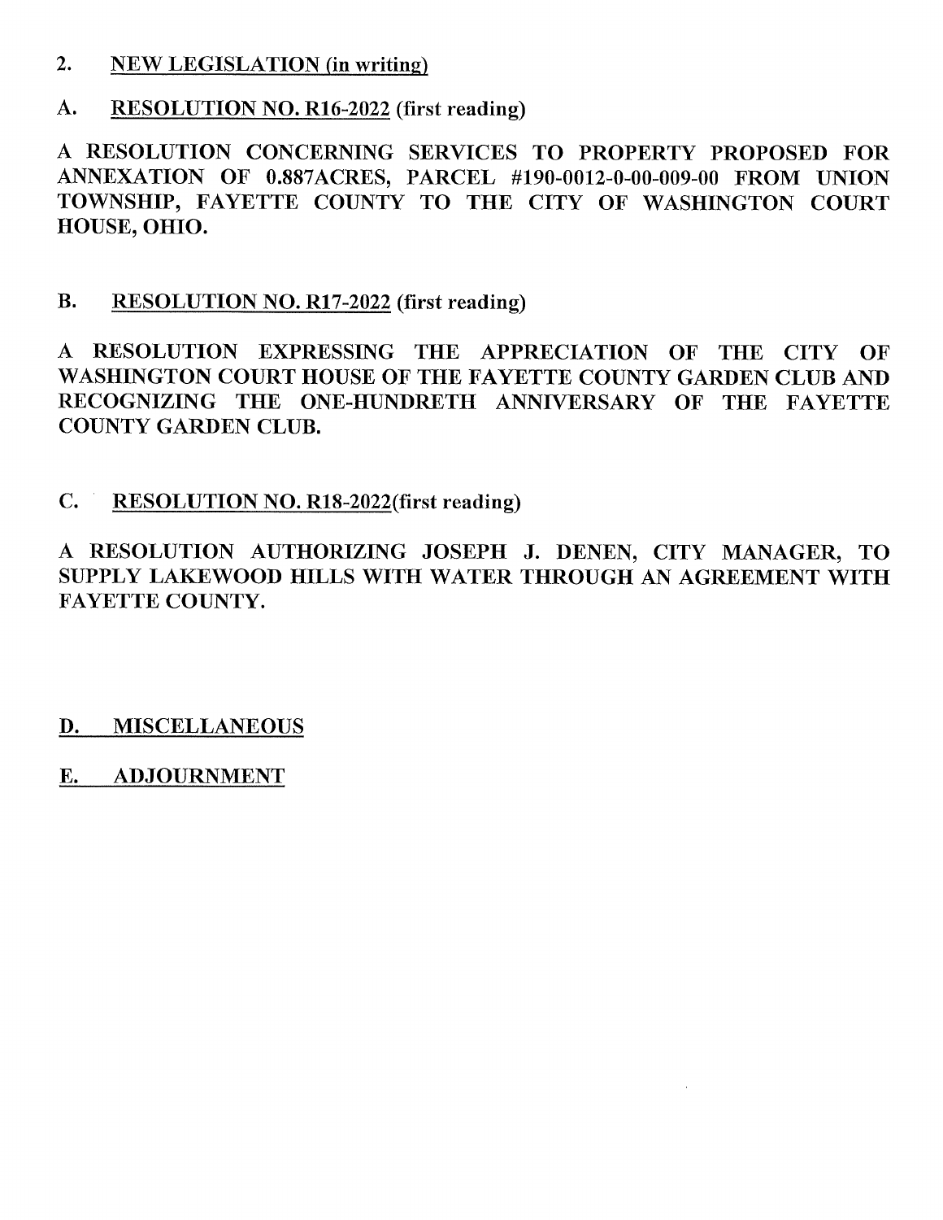## 2. NEW LEGISLATION (in writing)

### A. RESOLUTION NO. R16-2022 (first reading)

**A RESOLUTION CONCERNING SERVICES TO PROPERTY PROPOSED FOR ANNEXATION OF 0.887ACRES, PARCEL #190-0012-0-00-009-00 FROM UNION TOWNSHIP, FAYETTE COUNTY TO THE CITY OF WASHINGTON COURT HOUSE, OHIO.**

### B. RESOLUTION NO. R17-2022 (first reading)

**A RESOLUTION EXPRESSING THE APPRECIATION OF THE CITY OF WASHINGTON COURT HOUSE OF THE FAYETTE COUNTY GARDEN CLUB AND RECOGNIZING THE ONE-HUNDRETH ANNIVERSARY OF THE FAYETTE COUNTY GARDEN CLUB.**

### C. RESOLUTION NO. R18-2022(first reading)

**A RESOLUTION AUTHORIZING JOSEPH J. DENEN, CITY MANAGER, TO SUPPLY LAKEWOOD HILLS WITH WATER THROUGH AN AGREEMENT WITH FAYETTE COUNTY.**

### D. MISCELLANEOUS

### E. ADJOURNMENT